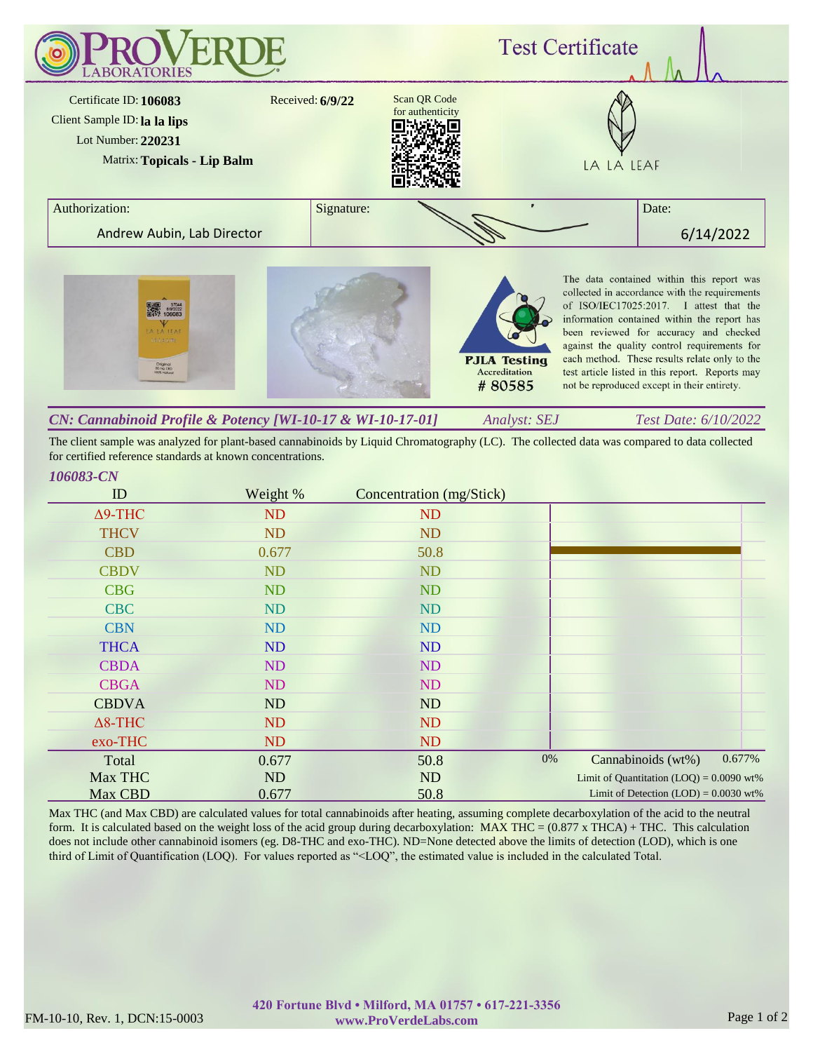# PROVERDE LABORATORIES

## Test Certificate

Certificate ID: **106083**
Client Sample ID: **la la lips**
Lot Number: **220231**
Matrix: **Topicals - Lip Balm**

Received: **6/9/22**

Scan QR Code for authenticity

LA LA LEAF

| Authorization: | Signature: | Date: |
|---|---|---|
| Andrew Aubin, Lab Director | | 6/14/2022 |

PJLA Testing Accreditation # 80585

The data contained within this report was collected in accordance with the requirements of ISO/IEC17025:2017. I attest that the information contained within the report has been reviewed for accuracy and checked against the quality control requirements for each method. These results relate only to the test article listed in this report. Reports may not be reproduced except in their entirety.

### *CN: Cannabinoid Profile & Potency [WI-10-17 & WI-10-17-01]* *Analyst: SEJ* *Test Date: 6/10/2022*

The client sample was analyzed for plant-based cannabinoids by Liquid Chromatography (LC). The collected data was compared to data collected for certified reference standards at known concentrations.

*106083-CN*

| ID | Weight % | Concentration (mg/Stick) |
|---|---|---|
| Δ9-THC | ND | ND |
| THCV | ND | ND |
| CBD | 0.677 | 50.8 |
| CBDV | ND | ND |
| CBG | ND | ND |
| CBC | ND | ND |
| CBN | ND | ND |
| THCA | ND | ND |
| CBDA | ND | ND |
| CBGA | ND | ND |
| CBDVA | ND | ND |
| Δ8-THC | ND | ND |
| exo-THC | ND | ND |
| Total | 0.677 | 50.8 |
| Max THC | ND | ND |
| Max CBD | 0.677 | 50.8 |

0% Cannabinoids (wt%) 0.677%

Limit of Quantitation (LOQ) = 0.0090 wt%
Limit of Detection (LOD) = 0.0030 wt%

Max THC (and Max CBD) are calculated values for total cannabinoids after heating, assuming complete decarboxylation of the acid to the neutral form. It is calculated based on the weight loss of the acid group during decarboxylation: MAX THC = (0.877 x THCA) + THC. This calculation does not include other cannabinoid isomers (eg. D8-THC and exo-THC). ND=None detected above the limits of detection (LOD), which is one third of Limit of Quantification (LOQ). For values reported as "<LOQ", the estimated value is included in the calculated Total.

FM-10-10, Rev. 1, DCN:15-0003

420 Fortune Blvd • Milford, MA 01757 • 617-221-3356
www.ProVerdeLabs.com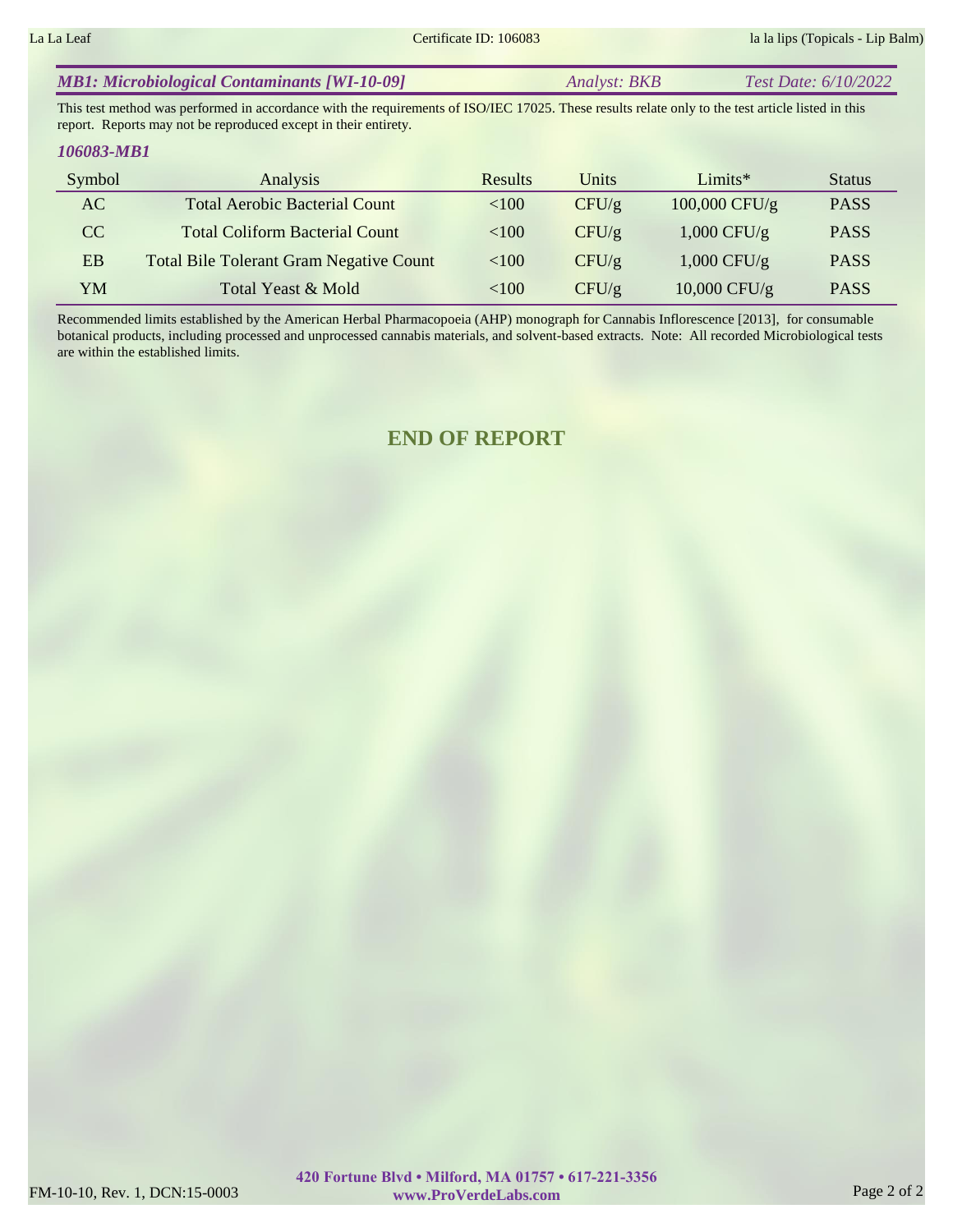## *MB1: Microbiological Contaminants [WI-10-09]* *Analyst: BKB* *Test Date: 6/10/2022*

This test method was performed in accordance with the requirements of ISO/IEC 17025. These results relate only to the test article listed in this report. Reports may not be reproduced except in their entirety.

### *106083-MB1*

| Symbol | Analysis | Results | Units | Limits* | Status |
|---|---|---|---|---|---|
| AC | Total Aerobic Bacterial Count | <100 | CFU/g | 100,000 CFU/g | PASS |
| CC | Total Coliform Bacterial Count | <100 | CFU/g | 1,000 CFU/g | PASS |
| EB | Total Bile Tolerant Gram Negative Count | <100 | CFU/g | 1,000 CFU/g | PASS |
| YM | Total Yeast & Mold | <100 | CFU/g | 10,000 CFU/g | PASS |

Recommended limits established by the American Herbal Pharmacopoeia (AHP) monograph for Cannabis Inflorescence [2013], for consumable botanical products, including processed and unprocessed cannabis materials, and solvent-based extracts. Note: All recorded Microbiological tests are within the established limits.

**END OF REPORT**

FM-10-10, Rev. 1, DCN:15-0003

**420 Fortune Blvd • Milford, MA 01757 • 617-221-3356**
**www.ProVerdeLabs.com**